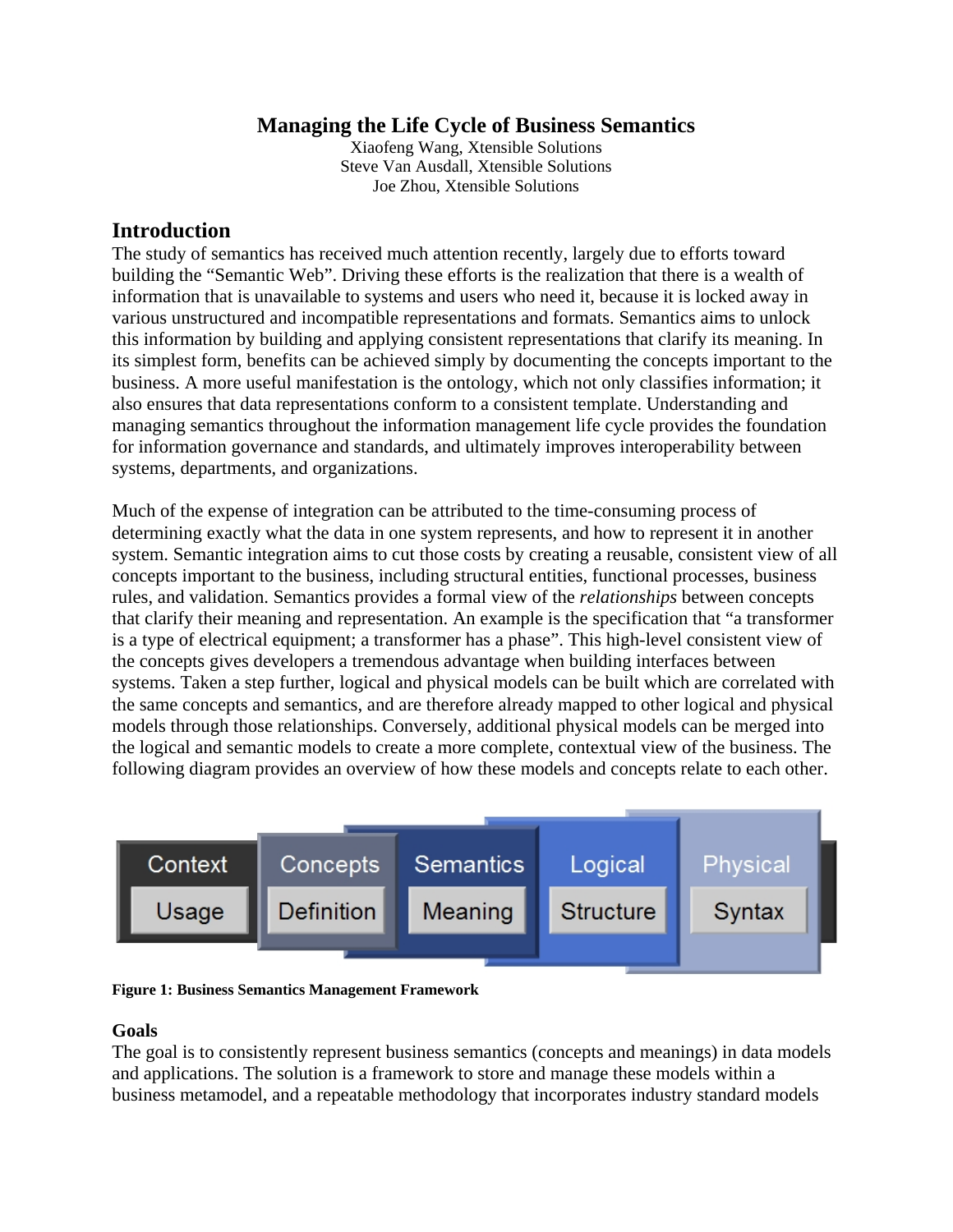# Managing the Life Cycle of Business Semantics

Xiaofeng Wang, Xtensible Solutions
Steve Van Ausdall, Xtensible Solutions
Joe Zhou, Xtensible Solutions

## Introduction

The study of semantics has received much attention recently, largely due to efforts toward building the "Semantic Web". Driving these efforts is the realization that there is a wealth of information that is unavailable to systems and users who need it, because it is locked away in various unstructured and incompatible representations and formats. Semantics aims to unlock this information by building and applying consistent representations that clarify its meaning. In its simplest form, benefits can be achieved simply by documenting the concepts important to the business. A more useful manifestation is the ontology, which not only classifies information; it also ensures that data representations conform to a consistent template. Understanding and managing semantics throughout the information management life cycle provides the foundation for information governance and standards, and ultimately improves interoperability between systems, departments, and organizations.

Much of the expense of integration can be attributed to the time-consuming process of determining exactly what the data in one system represents, and how to represent it in another system. Semantic integration aims to cut those costs by creating a reusable, consistent view of all concepts important to the business, including structural entities, functional processes, business rules, and validation. Semantics provides a formal view of the *relationships* between concepts that clarify their meaning and representation. An example is the specification that "a transformer is a type of electrical equipment; a transformer has a phase". This high-level consistent view of the concepts gives developers a tremendous advantage when building interfaces between systems. Taken a step further, logical and physical models can be built which are correlated with the same concepts and semantics, and are therefore already mapped to other logical and physical models through those relationships. Conversely, additional physical models can be merged into the logical and semantic models to create a more complete, contextual view of the business. The following diagram provides an overview of how these models and concepts relate to each other.

| Context | Concepts | Semantics | Logical | Physical |
|---|---|---|---|---|
| Usage | Definition | Meaning | Structure | Syntax |

**Figure 1: Business Semantics Management Framework**

### Goals

The goal is to consistently represent business semantics (concepts and meanings) in data models and applications. The solution is a framework to store and manage these models within a business metamodel, and a repeatable methodology that incorporates industry standard models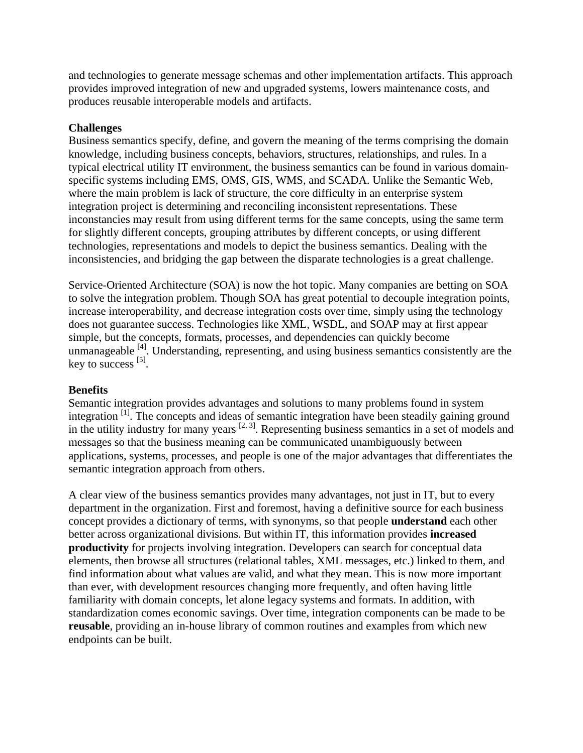and technologies to generate message schemas and other implementation artifacts. This approach provides improved integration of new and upgraded systems, lowers maintenance costs, and produces reusable interoperable models and artifacts.

**Challenges**

Business semantics specify, define, and govern the meaning of the terms comprising the domain knowledge, including business concepts, behaviors, structures, relationships, and rules. In a typical electrical utility IT environment, the business semantics can be found in various domain-specific systems including EMS, OMS, GIS, WMS, and SCADA. Unlike the Semantic Web, where the main problem is lack of structure, the core difficulty in an enterprise system integration project is determining and reconciling inconsistent representations. These inconstancies may result from using different terms for the same concepts, using the same term for slightly different concepts, grouping attributes by different concepts, or using different technologies, representations and models to depict the business semantics. Dealing with the inconsistencies, and bridging the gap between the disparate technologies is a great challenge.

Service-Oriented Architecture (SOA) is now the hot topic. Many companies are betting on SOA to solve the integration problem. Though SOA has great potential to decouple integration points, increase interoperability, and decrease integration costs over time, simply using the technology does not guarantee success. Technologies like XML, WSDL, and SOAP may at first appear simple, but the concepts, formats, processes, and dependencies can quickly become unmanageable [4]. Understanding, representing, and using business semantics consistently are the key to success [5].

**Benefits**

Semantic integration provides advantages and solutions to many problems found in system integration [1]. The concepts and ideas of semantic integration have been steadily gaining ground in the utility industry for many years [2, 3]. Representing business semantics in a set of models and messages so that the business meaning can be communicated unambiguously between applications, systems, processes, and people is one of the major advantages that differentiates the semantic integration approach from others.

A clear view of the business semantics provides many advantages, not just in IT, but to every department in the organization. First and foremost, having a definitive source for each business concept provides a dictionary of terms, with synonyms, so that people **understand** each other better across organizational divisions. But within IT, this information provides **increased productivity** for projects involving integration. Developers can search for conceptual data elements, then browse all structures (relational tables, XML messages, etc.) linked to them, and find information about what values are valid, and what they mean. This is now more important than ever, with development resources changing more frequently, and often having little familiarity with domain concepts, let alone legacy systems and formats. In addition, with standardization comes economic savings. Over time, integration components can be made to be **reusable**, providing an in-house library of common routines and examples from which new endpoints can be built.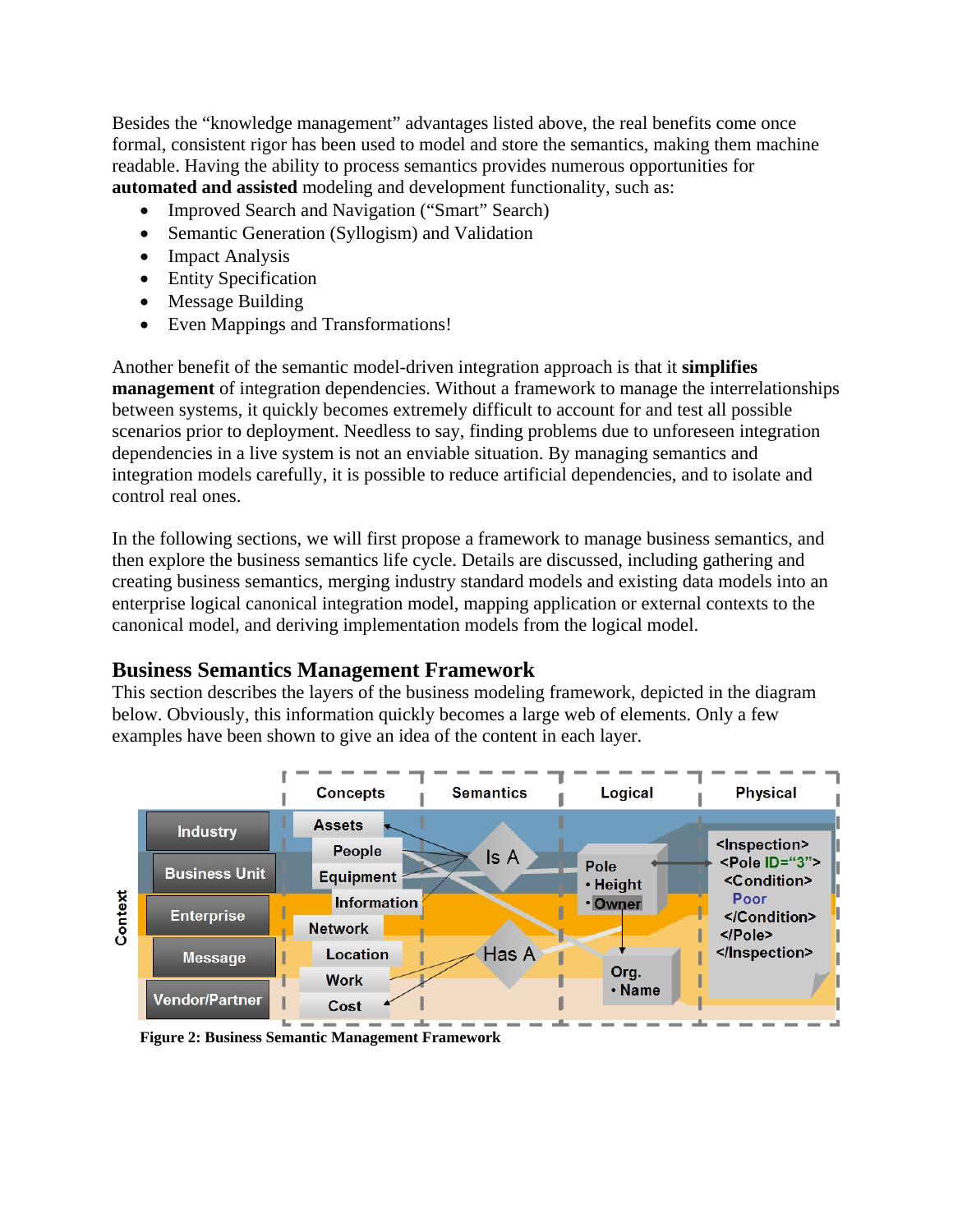Besides the “knowledge management” advantages listed above, the real benefits come once formal, consistent rigor has been used to model and store the semantics, making them machine readable. Having the ability to process semantics provides numerous opportunities for **automated and assisted** modeling and development functionality, such as:

- Improved Search and Navigation (“Smart” Search)
- Semantic Generation (Syllogism) and Validation
- Impact Analysis
- Entity Specification
- Message Building
- Even Mappings and Transformations!

Another benefit of the semantic model-driven integration approach is that it **simplifies management** of integration dependencies. Without a framework to manage the interrelationships between systems, it quickly becomes extremely difficult to account for and test all possible scenarios prior to deployment. Needless to say, finding problems due to unforeseen integration dependencies in a live system is not an enviable situation. By managing semantics and integration models carefully, it is possible to reduce artificial dependencies, and to isolate and control real ones.

In the following sections, we will first propose a framework to manage business semantics, and then explore the business semantics life cycle. Details are discussed, including gathering and creating business semantics, merging industry standard models and existing data models into an enterprise logical canonical integration model, mapping application or external contexts to the canonical model, and deriving implementation models from the logical model.

## Business Semantics Management Framework

This section describes the layers of the business modeling framework, depicted in the diagram below. Obviously, this information quickly becomes a large web of elements. Only a few examples have been shown to give an idea of the content in each layer.

**Figure 2: Business Semantic Management Framework**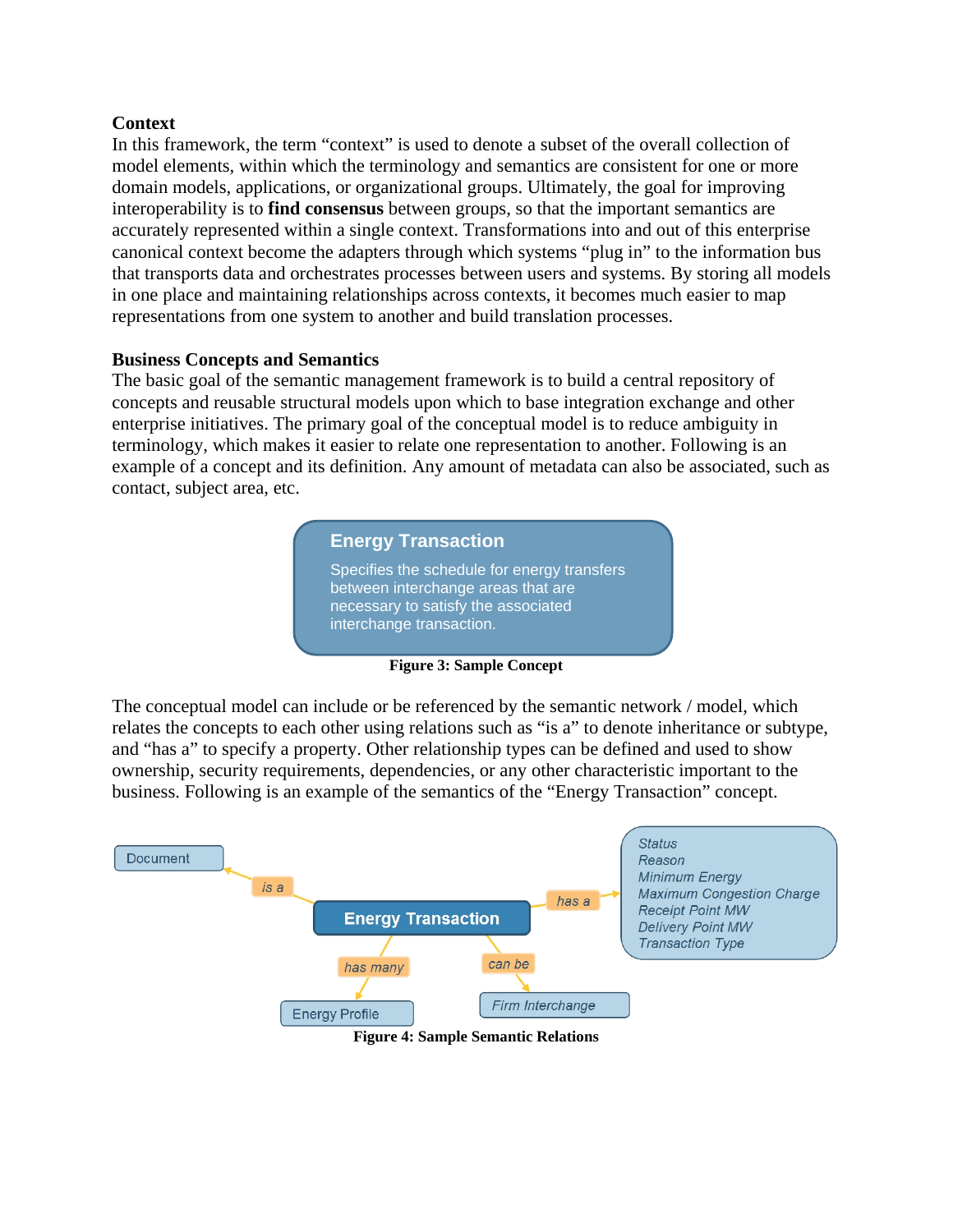### Context

In this framework, the term "context" is used to denote a subset of the overall collection of model elements, within which the terminology and semantics are consistent for one or more domain models, applications, or organizational groups. Ultimately, the goal for improving interoperability is to **find consensus** between groups, so that the important semantics are accurately represented within a single context. Transformations into and out of this enterprise canonical context become the adapters through which systems "plug in" to the information bus that transports data and orchestrates processes between users and systems. By storing all models in one place and maintaining relationships across contexts, it becomes much easier to map representations from one system to another and build translation processes.

### Business Concepts and Semantics

The basic goal of the semantic management framework is to build a central repository of concepts and reusable structural models upon which to base integration exchange and other enterprise initiatives. The primary goal of the conceptual model is to reduce ambiguity in terminology, which makes it easier to relate one representation to another. Following is an example of a concept and its definition. Any amount of metadata can also be associated, such as contact, subject area, etc.

**Energy Transaction**

Specifies the schedule for energy transfers between interchange areas that are necessary to satisfy the associated interchange transaction.

**Figure 3: Sample Concept**

The conceptual model can include or be referenced by the semantic network / model, which relates the concepts to each other using relations such as "is a" to denote inheritance or subtype, and "has a" to specify a property. Other relationship types can be defined and used to show ownership, security requirements, dependencies, or any other characteristic important to the business. Following is an example of the semantics of the "Energy Transaction" concept.

- Energy Transaction — *is a* → Document
- Energy Transaction — *has a* → *Status, Reason, Minimum Energy, Maximum Congestion Charge, Receipt Point MW, Delivery Point MW, Transaction Type*
- Energy Transaction — *has many* → Energy Profile
- Energy Transaction — *can be* → *Firm Interchange*

**Figure 4: Sample Semantic Relations**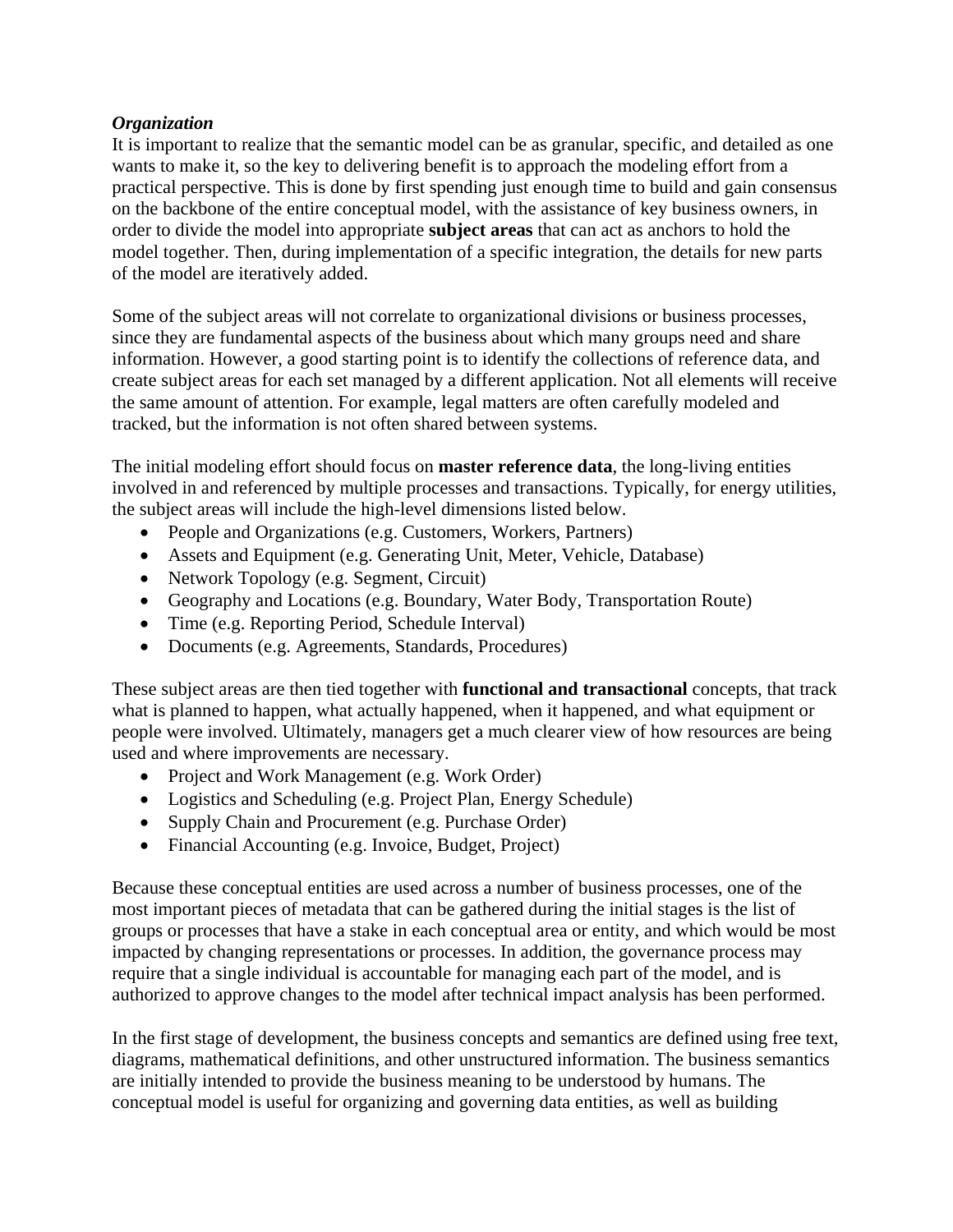***Organization***

It is important to realize that the semantic model can be as granular, specific, and detailed as one wants to make it, so the key to delivering benefit is to approach the modeling effort from a practical perspective. This is done by first spending just enough time to build and gain consensus on the backbone of the entire conceptual model, with the assistance of key business owners, in order to divide the model into appropriate **subject areas** that can act as anchors to hold the model together. Then, during implementation of a specific integration, the details for new parts of the model are iteratively added.

Some of the subject areas will not correlate to organizational divisions or business processes, since they are fundamental aspects of the business about which many groups need and share information. However, a good starting point is to identify the collections of reference data, and create subject areas for each set managed by a different application. Not all elements will receive the same amount of attention. For example, legal matters are often carefully modeled and tracked, but the information is not often shared between systems.

The initial modeling effort should focus on **master reference data**, the long-living entities involved in and referenced by multiple processes and transactions. Typically, for energy utilities, the subject areas will include the high-level dimensions listed below.

- People and Organizations (e.g. Customers, Workers, Partners)
- Assets and Equipment (e.g. Generating Unit, Meter, Vehicle, Database)
- Network Topology (e.g. Segment, Circuit)
- Geography and Locations (e.g. Boundary, Water Body, Transportation Route)
- Time (e.g. Reporting Period, Schedule Interval)
- Documents (e.g. Agreements, Standards, Procedures)

These subject areas are then tied together with **functional and transactional** concepts, that track what is planned to happen, what actually happened, when it happened, and what equipment or people were involved. Ultimately, managers get a much clearer view of how resources are being used and where improvements are necessary.

- Project and Work Management (e.g. Work Order)
- Logistics and Scheduling (e.g. Project Plan, Energy Schedule)
- Supply Chain and Procurement (e.g. Purchase Order)
- Financial Accounting (e.g. Invoice, Budget, Project)

Because these conceptual entities are used across a number of business processes, one of the most important pieces of metadata that can be gathered during the initial stages is the list of groups or processes that have a stake in each conceptual area or entity, and which would be most impacted by changing representations or processes. In addition, the governance process may require that a single individual is accountable for managing each part of the model, and is authorized to approve changes to the model after technical impact analysis has been performed.

In the first stage of development, the business concepts and semantics are defined using free text, diagrams, mathematical definitions, and other unstructured information. The business semantics are initially intended to provide the business meaning to be understood by humans. The conceptual model is useful for organizing and governing data entities, as well as building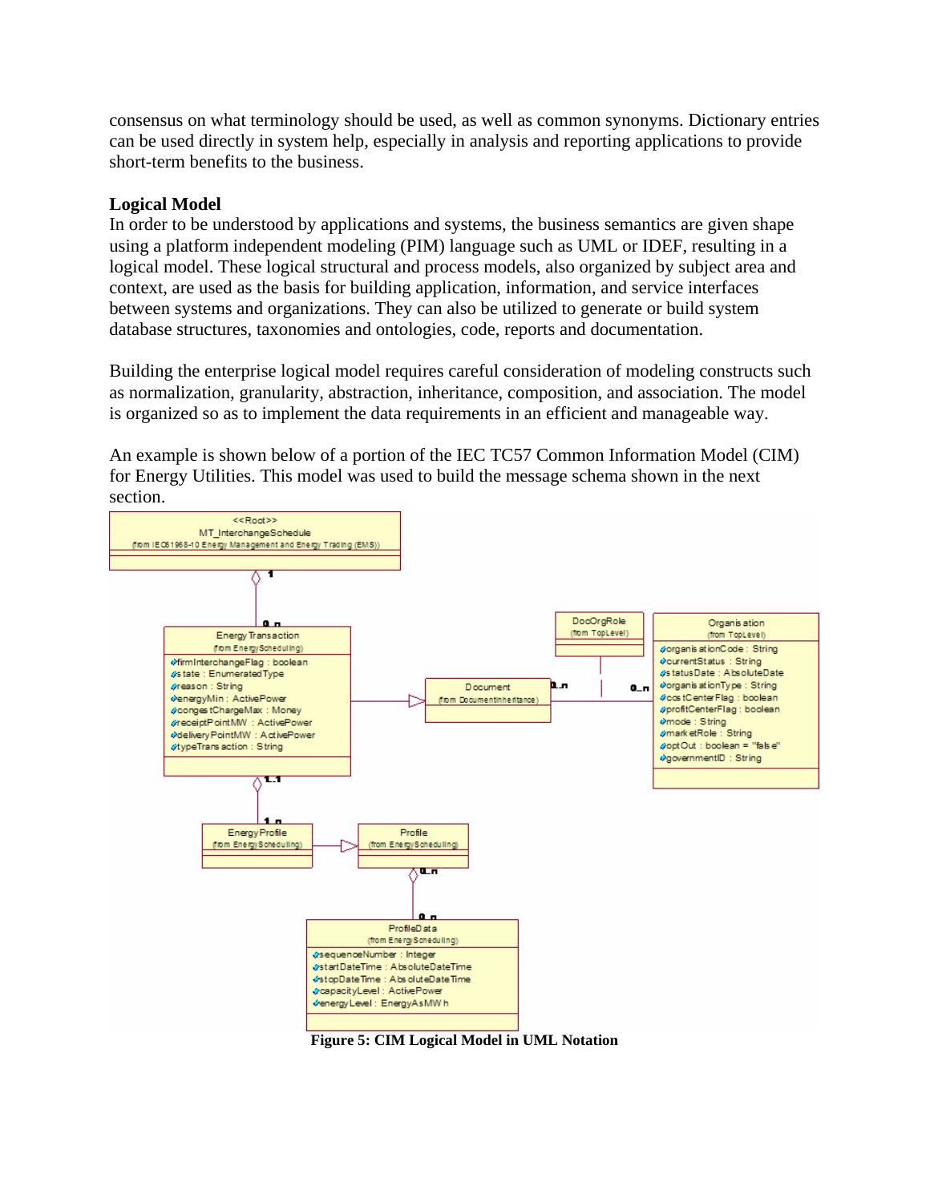consensus on what terminology should be used, as well as common synonyms. Dictionary entries can be used directly in system help, especially in analysis and reporting applications to provide short-term benefits to the business.

**Logical Model**

In order to be understood by applications and systems, the business semantics are given shape using a platform independent modeling (PIM) language such as UML or IDEF, resulting in a logical model. These logical structural and process models, also organized by subject area and context, are used as the basis for building application, information, and service interfaces between systems and organizations. They can also be utilized to generate or build system database structures, taxonomies and ontologies, code, reports and documentation.

Building the enterprise logical model requires careful consideration of modeling constructs such as normalization, granularity, abstraction, inheritance, composition, and association. The model is organized so as to implement the data requirements in an efficient and manageable way.

An example is shown below of a portion of the IEC TC57 Common Information Model (CIM) for Energy Utilities. This model was used to build the message schema shown in the next section.

**Figure 5: CIM Logical Model in UML Notation**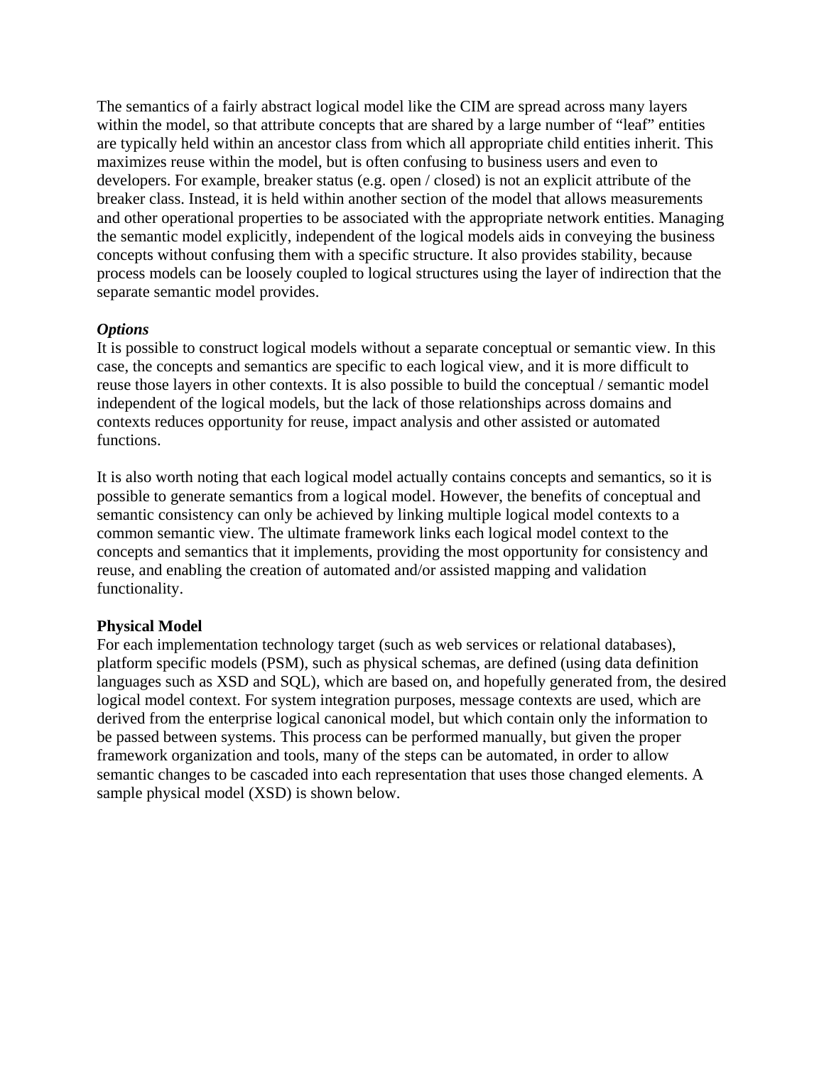The semantics of a fairly abstract logical model like the CIM are spread across many layers within the model, so that attribute concepts that are shared by a large number of "leaf" entities are typically held within an ancestor class from which all appropriate child entities inherit. This maximizes reuse within the model, but is often confusing to business users and even to developers. For example, breaker status (e.g. open / closed) is not an explicit attribute of the breaker class. Instead, it is held within another section of the model that allows measurements and other operational properties to be associated with the appropriate network entities. Managing the semantic model explicitly, independent of the logical models aids in conveying the business concepts without confusing them with a specific structure. It also provides stability, because process models can be loosely coupled to logical structures using the layer of indirection that the separate semantic model provides.

***Options***

It is possible to construct logical models without a separate conceptual or semantic view. In this case, the concepts and semantics are specific to each logical view, and it is more difficult to reuse those layers in other contexts. It is also possible to build the conceptual / semantic model independent of the logical models, but the lack of those relationships across domains and contexts reduces opportunity for reuse, impact analysis and other assisted or automated functions.

It is also worth noting that each logical model actually contains concepts and semantics, so it is possible to generate semantics from a logical model. However, the benefits of conceptual and semantic consistency can only be achieved by linking multiple logical model contexts to a common semantic view. The ultimate framework links each logical model context to the concepts and semantics that it implements, providing the most opportunity for consistency and reuse, and enabling the creation of automated and/or assisted mapping and validation functionality.

**Physical Model**

For each implementation technology target (such as web services or relational databases), platform specific models (PSM), such as physical schemas, are defined (using data definition languages such as XSD and SQL), which are based on, and hopefully generated from, the desired logical model context. For system integration purposes, message contexts are used, which are derived from the enterprise logical canonical model, but which contain only the information to be passed between systems. This process can be performed manually, but given the proper framework organization and tools, many of the steps can be automated, in order to allow semantic changes to be cascaded into each representation that uses those changed elements. A sample physical model (XSD) is shown below.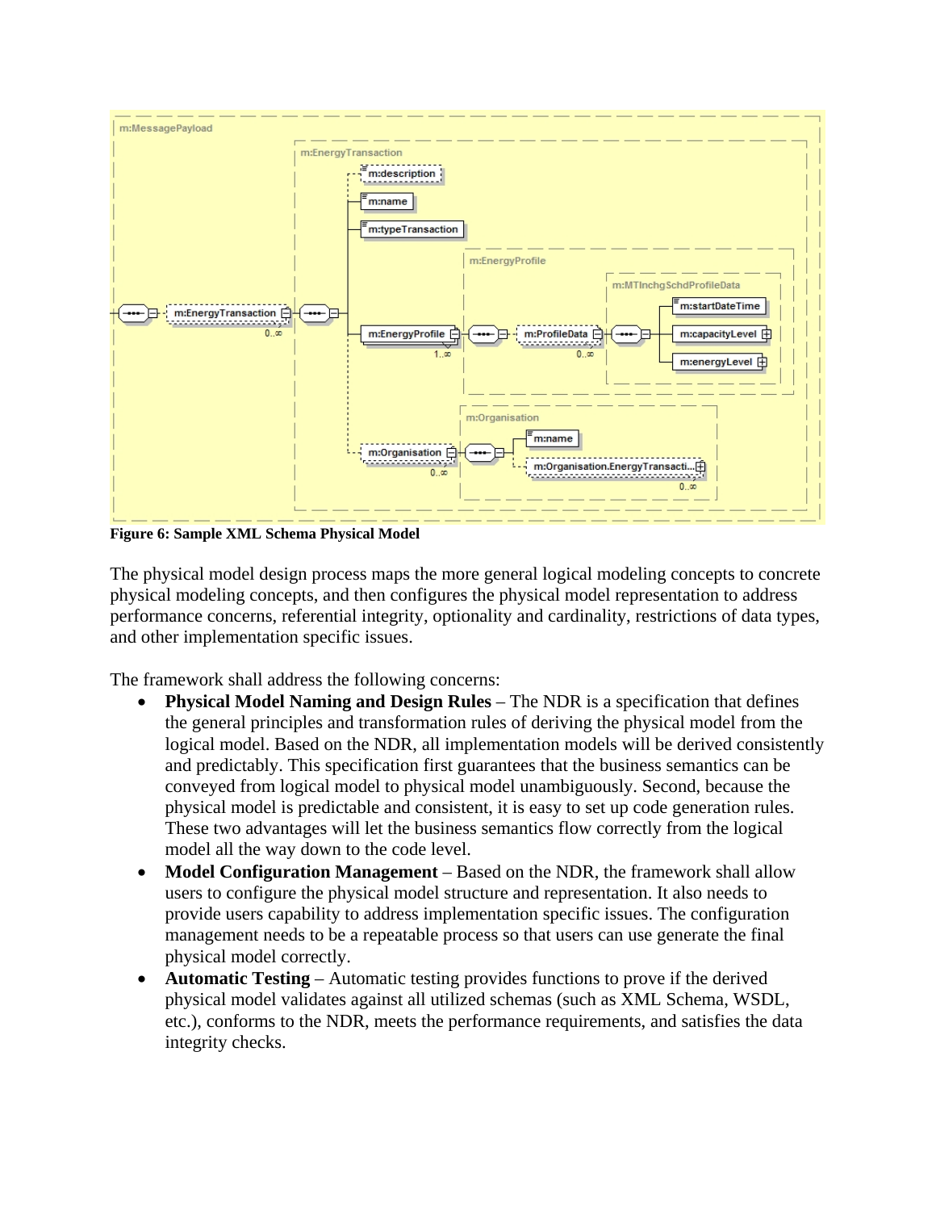Figure 6: Sample XML Schema Physical Model

The physical model design process maps the more general logical modeling concepts to concrete physical modeling concepts, and then configures the physical model representation to address performance concerns, referential integrity, optionality and cardinality, restrictions of data types, and other implementation specific issues.

The framework shall address the following concerns:

- **Physical Model Naming and Design Rules** – The NDR is a specification that defines the general principles and transformation rules of deriving the physical model from the logical model. Based on the NDR, all implementation models will be derived consistently and predictably. This specification first guarantees that the business semantics can be conveyed from logical model to physical model unambiguously. Second, because the physical model is predictable and consistent, it is easy to set up code generation rules. These two advantages will let the business semantics flow correctly from the logical model all the way down to the code level.
- **Model Configuration Management** – Based on the NDR, the framework shall allow users to configure the physical model structure and representation. It also needs to provide users capability to address implementation specific issues. The configuration management needs to be a repeatable process so that users can use generate the final physical model correctly.
- **Automatic Testing** – Automatic testing provides functions to prove if the derived physical model validates against all utilized schemas (such as XML Schema, WSDL, etc.), conforms to the NDR, meets the performance requirements, and satisfies the data integrity checks.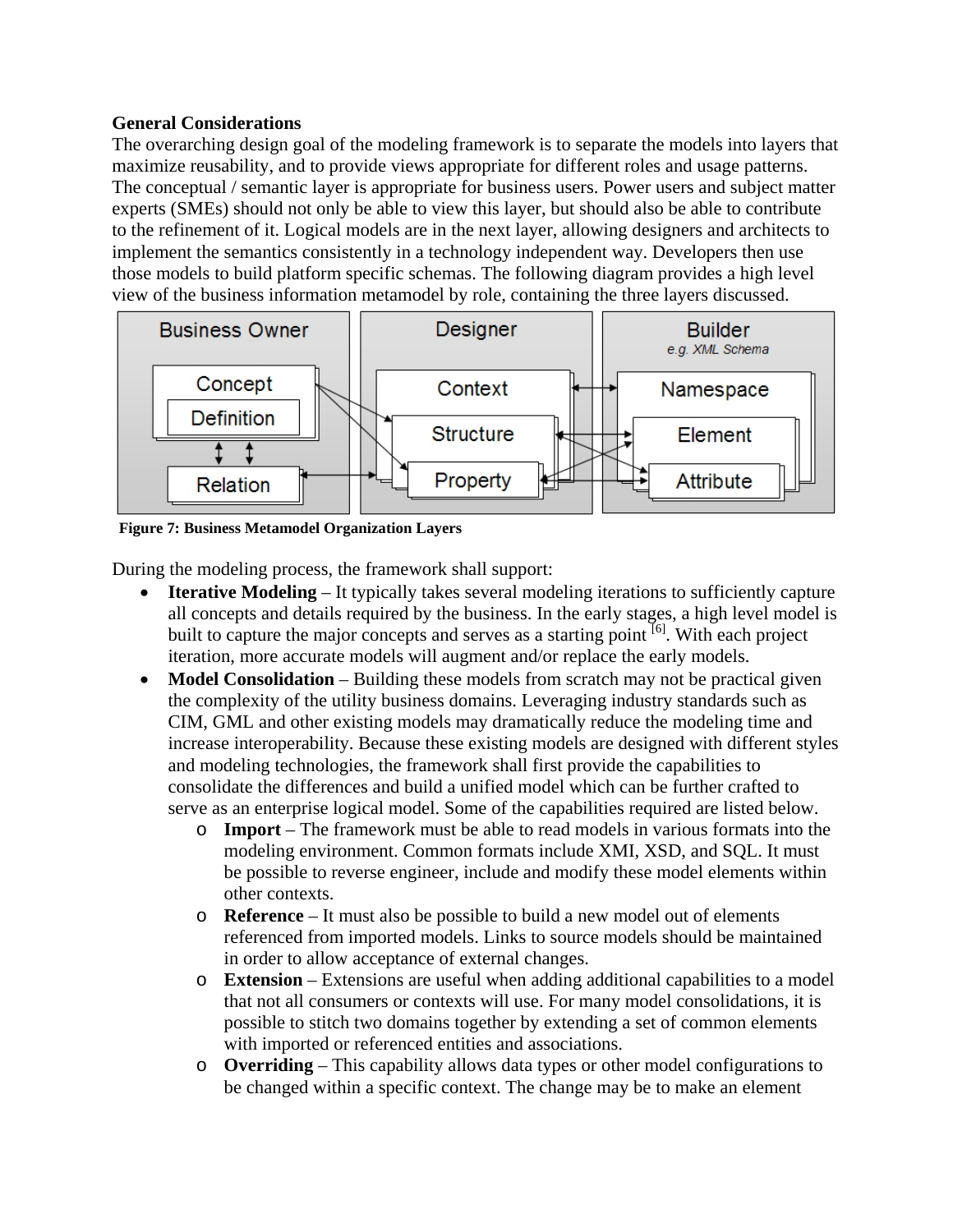**General Considerations**

The overarching design goal of the modeling framework is to separate the models into layers that maximize reusability, and to provide views appropriate for different roles and usage patterns. The conceptual / semantic layer is appropriate for business users. Power users and subject matter experts (SMEs) should not only be able to view this layer, but should also be able to contribute to the refinement of it. Logical models are in the next layer, allowing designers and architects to implement the semantics consistently in a technology independent way. Developers then use those models to build platform specific schemas. The following diagram provides a high level view of the business information metamodel by role, containing the three layers discussed.

**Figure 7: Business Metamodel Organization Layers**

During the modeling process, the framework shall support:

- **Iterative Modeling** – It typically takes several modeling iterations to sufficiently capture all concepts and details required by the business. In the early stages, a high level model is built to capture the major concepts and serves as a starting point [6]. With each project iteration, more accurate models will augment and/or replace the early models.
- **Model Consolidation** – Building these models from scratch may not be practical given the complexity of the utility business domains. Leveraging industry standards such as CIM, GML and other existing models may dramatically reduce the modeling time and increase interoperability. Because these existing models are designed with different styles and modeling technologies, the framework shall first provide the capabilities to consolidate the differences and build a unified model which can be further crafted to serve as an enterprise logical model. Some of the capabilities required are listed below.
    - **Import** – The framework must be able to read models in various formats into the modeling environment. Common formats include XMI, XSD, and SQL. It must be possible to reverse engineer, include and modify these model elements within other contexts.
    - **Reference** – It must also be possible to build a new model out of elements referenced from imported models. Links to source models should be maintained in order to allow acceptance of external changes.
    - **Extension** – Extensions are useful when adding additional capabilities to a model that not all consumers or contexts will use. For many model consolidations, it is possible to stitch two domains together by extending a set of common elements with imported or referenced entities and associations.
    - **Overriding** – This capability allows data types or other model configurations to be changed within a specific context. The change may be to make an element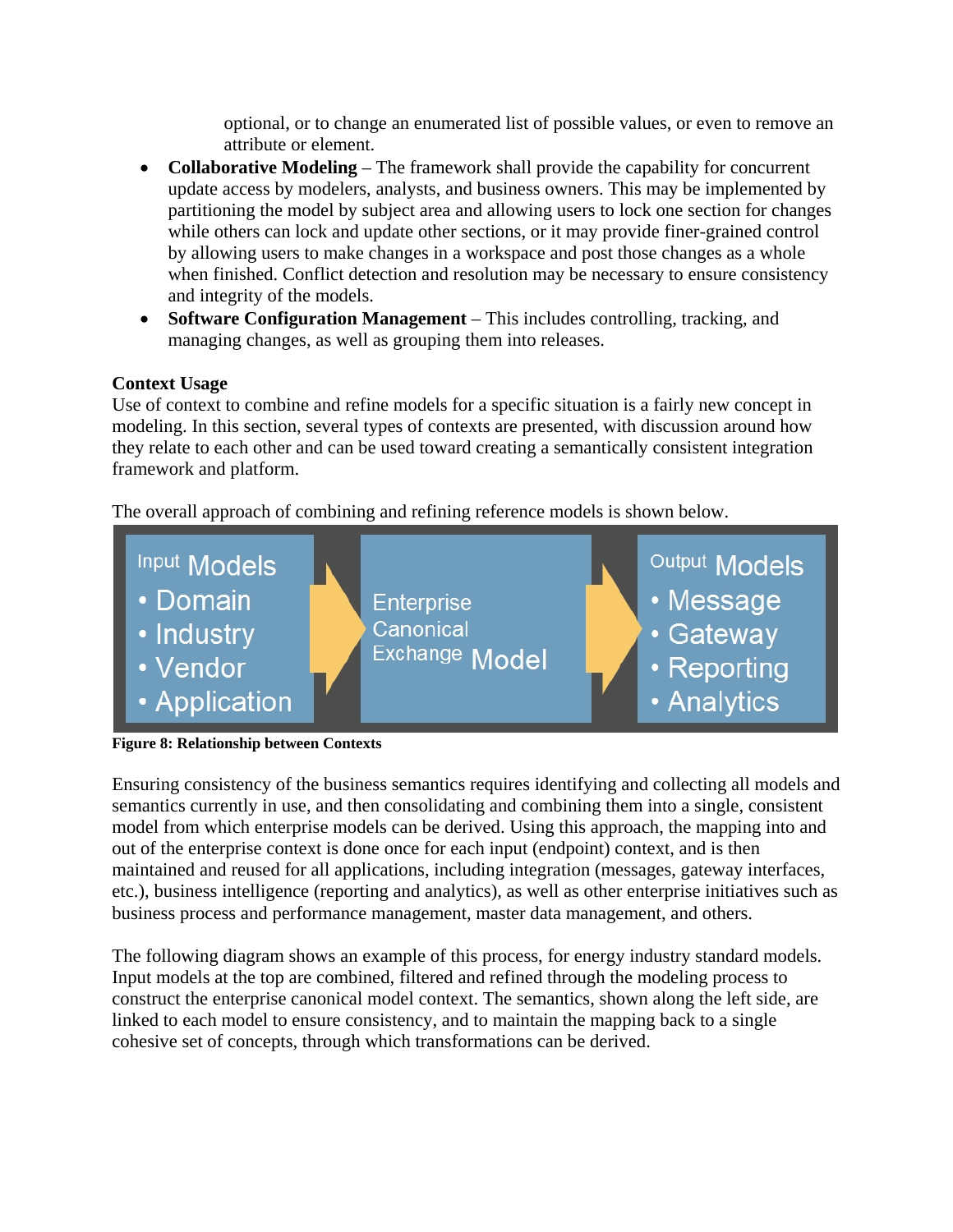optional, or to change an enumerated list of possible values, or even to remove an attribute or element.

- **Collaborative Modeling** – The framework shall provide the capability for concurrent update access by modelers, analysts, and business owners. This may be implemented by partitioning the model by subject area and allowing users to lock one section for changes while others can lock and update other sections, or it may provide finer-grained control by allowing users to make changes in a workspace and post those changes as a whole when finished. Conflict detection and resolution may be necessary to ensure consistency and integrity of the models.
- **Software Configuration Management** – This includes controlling, tracking, and managing changes, as well as grouping them into releases.

**Context Usage**

Use of context to combine and refine models for a specific situation is a fairly new concept in modeling. In this section, several types of contexts are presented, with discussion around how they relate to each other and can be used toward creating a semantically consistent integration framework and platform.

The overall approach of combining and refining reference models is shown below.

| Input Models | | Enterprise Canonical Exchange Model | | Output Models |
|---|---|---|---|---|
| • Domain<br>• Industry<br>• Vendor<br>• Application | → | Enterprise Canonical Exchange Model | → | • Message<br>• Gateway<br>• Reporting<br>• Analytics |

**Figure 8: Relationship between Contexts**

Ensuring consistency of the business semantics requires identifying and collecting all models and semantics currently in use, and then consolidating and combining them into a single, consistent model from which enterprise models can be derived. Using this approach, the mapping into and out of the enterprise context is done once for each input (endpoint) context, and is then maintained and reused for all applications, including integration (messages, gateway interfaces, etc.), business intelligence (reporting and analytics), as well as other enterprise initiatives such as business process and performance management, master data management, and others.

The following diagram shows an example of this process, for energy industry standard models. Input models at the top are combined, filtered and refined through the modeling process to construct the enterprise canonical model context. The semantics, shown along the left side, are linked to each model to ensure consistency, and to maintain the mapping back to a single cohesive set of concepts, through which transformations can be derived.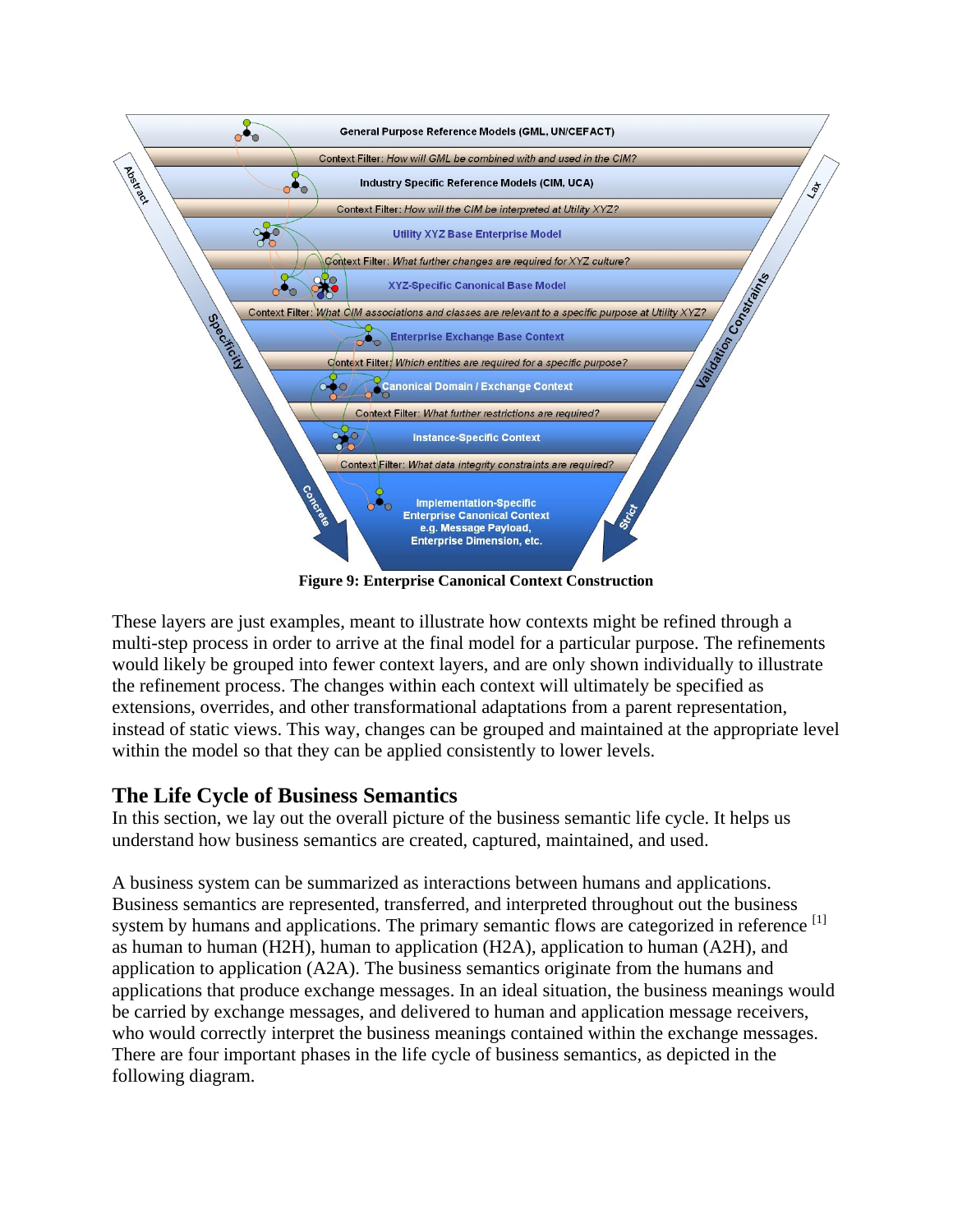Figure 9: Enterprise Canonical Context Construction

These layers are just examples, meant to illustrate how contexts might be refined through a multi-step process in order to arrive at the final model for a particular purpose. The refinements would likely be grouped into fewer context layers, and are only shown individually to illustrate the refinement process. The changes within each context will ultimately be specified as extensions, overrides, and other transformational adaptations from a parent representation, instead of static views. This way, changes can be grouped and maintained at the appropriate level within the model so that they can be applied consistently to lower levels.

## The Life Cycle of Business Semantics

In this section, we lay out the overall picture of the business semantic life cycle. It helps us understand how business semantics are created, captured, maintained, and used.

A business system can be summarized as interactions between humans and applications. Business semantics are represented, transferred, and interpreted throughout out the business system by humans and applications. The primary semantic flows are categorized in reference [1] as human to human (H2H), human to application (H2A), application to human (A2H), and application to application (A2A). The business semantics originate from the humans and applications that produce exchange messages. In an ideal situation, the business meanings would be carried by exchange messages, and delivered to human and application message receivers, who would correctly interpret the business meanings contained within the exchange messages. There are four important phases in the life cycle of business semantics, as depicted in the following diagram.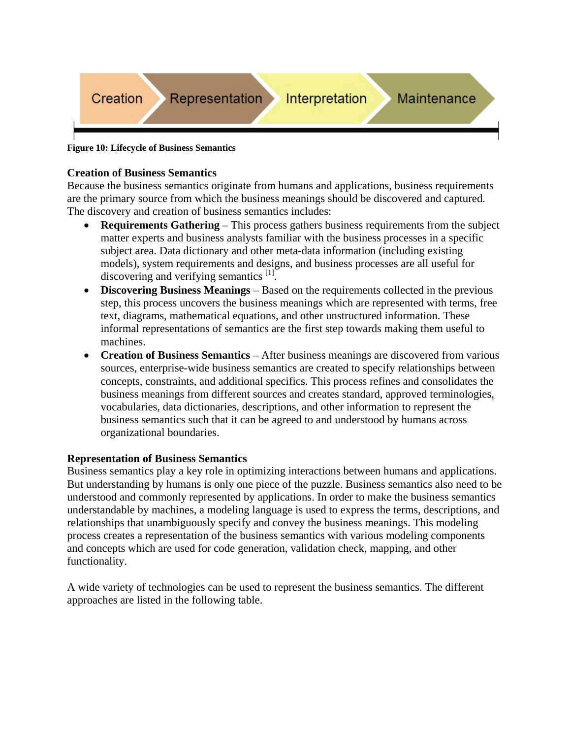Creation | Representation | Interpretation | Maintenance

**Figure 10: Lifecycle of Business Semantics**

**Creation of Business Semantics**

Because the business semantics originate from humans and applications, business requirements are the primary source from which the business meanings should be discovered and captured. The discovery and creation of business semantics includes:

- **Requirements Gathering** – This process gathers business requirements from the subject matter experts and business analysts familiar with the business processes in a specific subject area. Data dictionary and other meta-data information (including existing models), system requirements and designs, and business processes are all useful for discovering and verifying semantics [1].
- **Discovering Business Meanings** – Based on the requirements collected in the previous step, this process uncovers the business meanings which are represented with terms, free text, diagrams, mathematical equations, and other unstructured information. These informal representations of semantics are the first step towards making them useful to machines.
- **Creation of Business Semantics** – After business meanings are discovered from various sources, enterprise-wide business semantics are created to specify relationships between concepts, constraints, and additional specifics. This process refines and consolidates the business meanings from different sources and creates standard, approved terminologies, vocabularies, data dictionaries, descriptions, and other information to represent the business semantics such that it can be agreed to and understood by humans across organizational boundaries.

**Representation of Business Semantics**

Business semantics play a key role in optimizing interactions between humans and applications. But understanding by humans is only one piece of the puzzle. Business semantics also need to be understood and commonly represented by applications. In order to make the business semantics understandable by machines, a modeling language is used to express the terms, descriptions, and relationships that unambiguously specify and convey the business meanings. This modeling process creates a representation of the business semantics with various modeling components and concepts which are used for code generation, validation check, mapping, and other functionality.

A wide variety of technologies can be used to represent the business semantics. The different approaches are listed in the following table.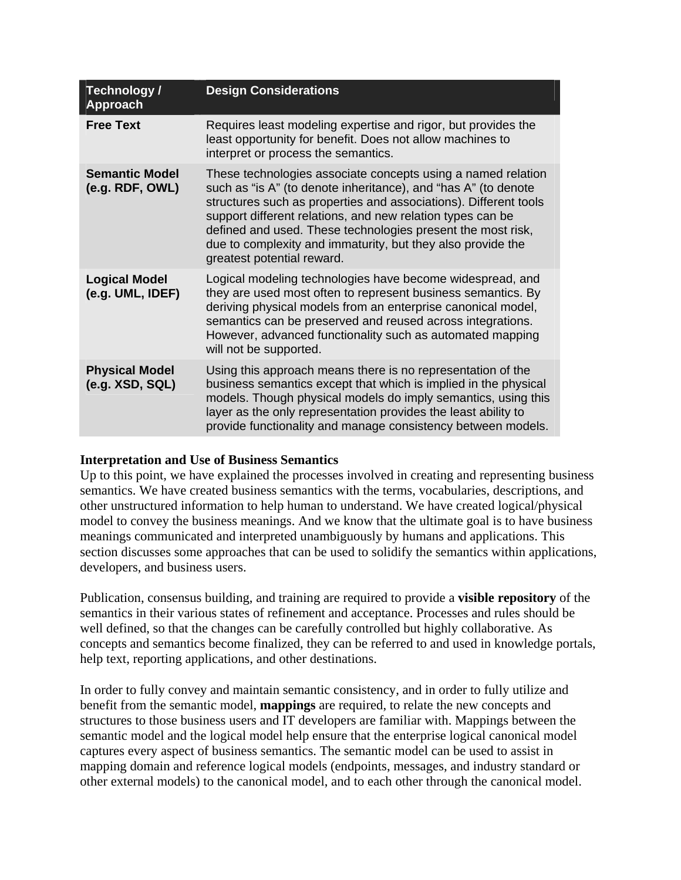| Technology / Approach | Design Considerations |
|---|---|
| **Free Text** | Requires least modeling expertise and rigor, but provides the least opportunity for benefit. Does not allow machines to interpret or process the semantics. |
| **Semantic Model (e.g. RDF, OWL)** | These technologies associate concepts using a named relation such as "is A" (to denote inheritance), and "has A" (to denote structures such as properties and associations). Different tools support different relations, and new relation types can be defined and used. These technologies present the most risk, due to complexity and immaturity, but they also provide the greatest potential reward. |
| **Logical Model (e.g. UML, IDEF)** | Logical modeling technologies have become widespread, and they are used most often to represent business semantics. By deriving physical models from an enterprise canonical model, semantics can be preserved and reused across integrations. However, advanced functionality such as automated mapping will not be supported. |
| **Physical Model (e.g. XSD, SQL)** | Using this approach means there is no representation of the business semantics except that which is implied in the physical models. Though physical models do imply semantics, using this layer as the only representation provides the least ability to provide functionality and manage consistency between models. |

**Interpretation and Use of Business Semantics**

Up to this point, we have explained the processes involved in creating and representing business semantics. We have created business semantics with the terms, vocabularies, descriptions, and other unstructured information to help human to understand. We have created logical/physical model to convey the business meanings. And we know that the ultimate goal is to have business meanings communicated and interpreted unambiguously by humans and applications. This section discusses some approaches that can be used to solidify the semantics within applications, developers, and business users.

Publication, consensus building, and training are required to provide a **visible repository** of the semantics in their various states of refinement and acceptance. Processes and rules should be well defined, so that the changes can be carefully controlled but highly collaborative. As concepts and semantics become finalized, they can be referred to and used in knowledge portals, help text, reporting applications, and other destinations.

In order to fully convey and maintain semantic consistency, and in order to fully utilize and benefit from the semantic model, **mappings** are required, to relate the new concepts and structures to those business users and IT developers are familiar with. Mappings between the semantic model and the logical model help ensure that the enterprise logical canonical model captures every aspect of business semantics. The semantic model can be used to assist in mapping domain and reference logical models (endpoints, messages, and industry standard or other external models) to the canonical model, and to each other through the canonical model.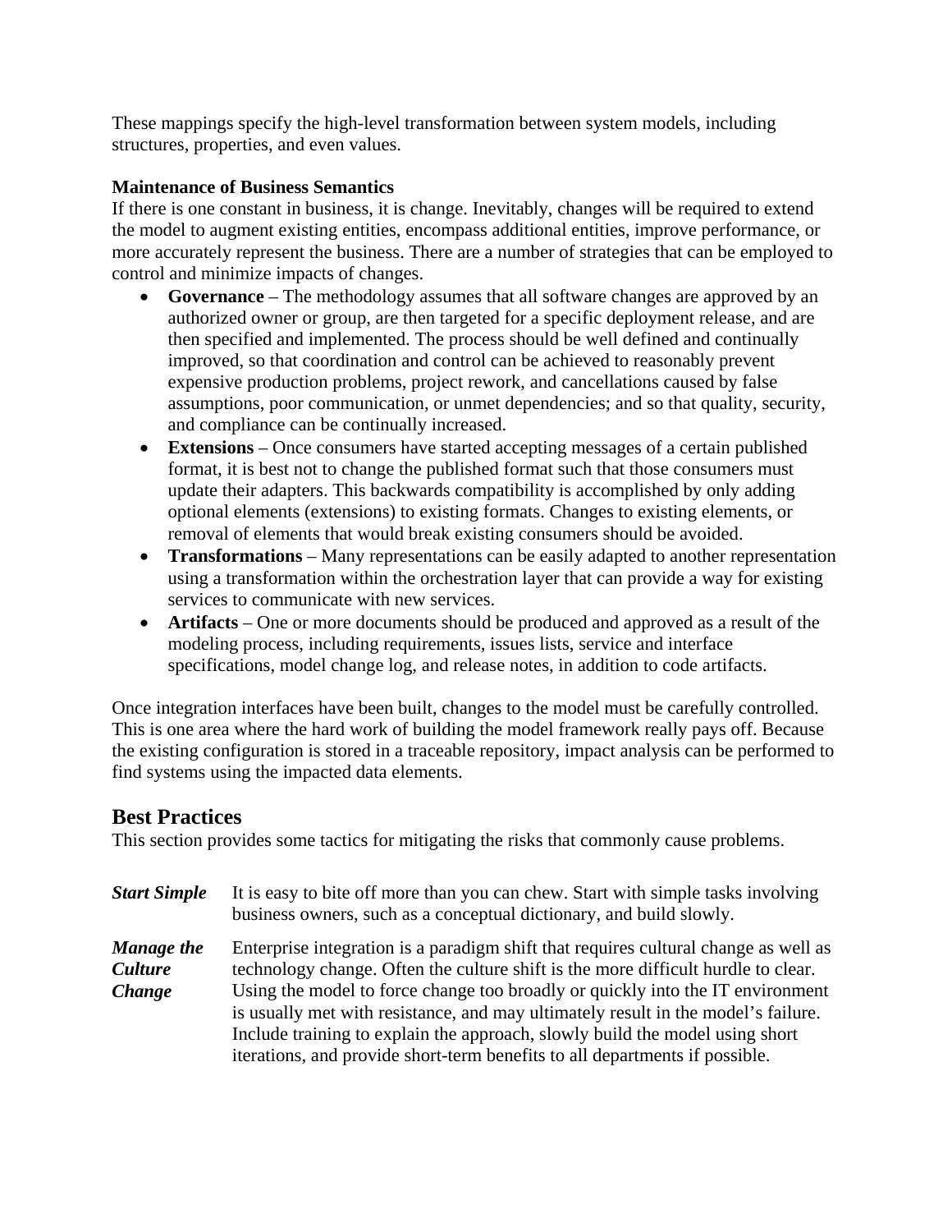These mappings specify the high-level transformation between system models, including structures, properties, and even values.

**Maintenance of Business Semantics**

If there is one constant in business, it is change. Inevitably, changes will be required to extend the model to augment existing entities, encompass additional entities, improve performance, or more accurately represent the business. There are a number of strategies that can be employed to control and minimize impacts of changes.

- **Governance** – The methodology assumes that all software changes are approved by an authorized owner or group, are then targeted for a specific deployment release, and are then specified and implemented. The process should be well defined and continually improved, so that coordination and control can be achieved to reasonably prevent expensive production problems, project rework, and cancellations caused by false assumptions, poor communication, or unmet dependencies; and so that quality, security, and compliance can be continually increased.
- **Extensions** – Once consumers have started accepting messages of a certain published format, it is best not to change the published format such that those consumers must update their adapters. This backwards compatibility is accomplished by only adding optional elements (extensions) to existing formats. Changes to existing elements, or removal of elements that would break existing consumers should be avoided.
- **Transformations** – Many representations can be easily adapted to another representation using a transformation within the orchestration layer that can provide a way for existing services to communicate with new services.
- **Artifacts** – One or more documents should be produced and approved as a result of the modeling process, including requirements, issues lists, service and interface specifications, model change log, and release notes, in addition to code artifacts.

Once integration interfaces have been built, changes to the model must be carefully controlled. This is one area where the hard work of building the model framework really pays off. Because the existing configuration is stored in a traceable repository, impact analysis can be performed to find systems using the impacted data elements.

## Best Practices

This section provides some tactics for mitigating the risks that commonly cause problems.

***Start Simple*** It is easy to bite off more than you can chew. Start with simple tasks involving business owners, such as a conceptual dictionary, and build slowly.

***Manage the Culture Change*** Enterprise integration is a paradigm shift that requires cultural change as well as technology change. Often the culture shift is the more difficult hurdle to clear. Using the model to force change too broadly or quickly into the IT environment is usually met with resistance, and may ultimately result in the model's failure. Include training to explain the approach, slowly build the model using short iterations, and provide short-term benefits to all departments if possible.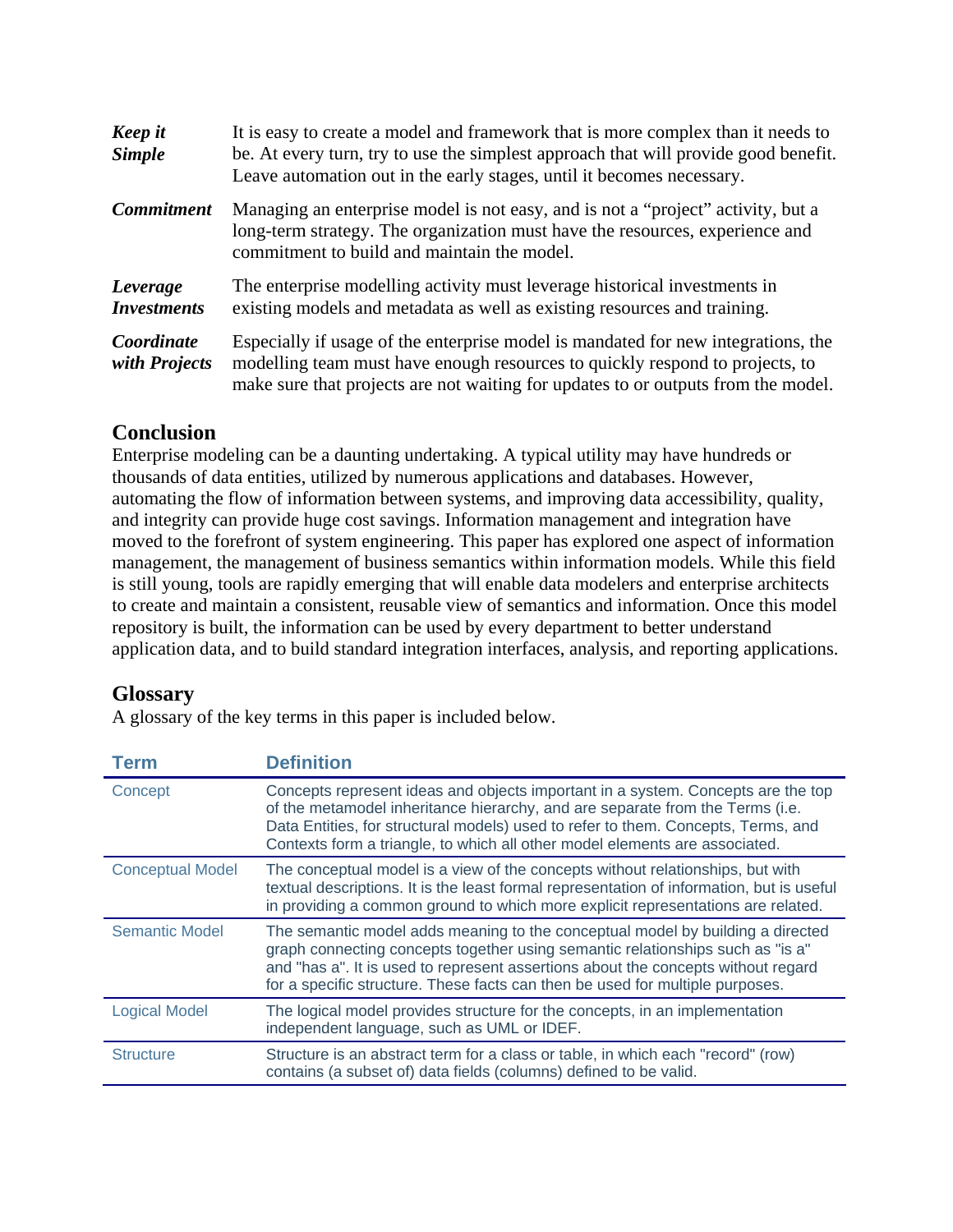| | |
|---|---|
| ***Keep it Simple*** | It is easy to create a model and framework that is more complex than it needs to be. At every turn, try to use the simplest approach that will provide good benefit. Leave automation out in the early stages, until it becomes necessary. |
| ***Commitment*** | Managing an enterprise model is not easy, and is not a "project" activity, but a long-term strategy. The organization must have the resources, experience and commitment to build and maintain the model. |
| ***Leverage Investments*** | The enterprise modelling activity must leverage historical investments in existing models and metadata as well as existing resources and training. |
| ***Coordinate with Projects*** | Especially if usage of the enterprise model is mandated for new integrations, the modelling team must have enough resources to quickly respond to projects, to make sure that projects are not waiting for updates to or outputs from the model. |

## Conclusion

Enterprise modeling can be a daunting undertaking. A typical utility may have hundreds or thousands of data entities, utilized by numerous applications and databases. However, automating the flow of information between systems, and improving data accessibility, quality, and integrity can provide huge cost savings. Information management and integration have moved to the forefront of system engineering. This paper has explored one aspect of information management, the management of business semantics within information models. While this field is still young, tools are rapidly emerging that will enable data modelers and enterprise architects to create and maintain a consistent, reusable view of semantics and information. Once this model repository is built, the information can be used by every department to better understand application data, and to build standard integration interfaces, analysis, and reporting applications.

## Glossary

A glossary of the key terms in this paper is included below.

| Term | Definition |
|---|---|
| Concept | Concepts represent ideas and objects important in a system. Concepts are the top of the metamodel inheritance hierarchy, and are separate from the Terms (i.e. Data Entities, for structural models) used to refer to them. Concepts, Terms, and Contexts form a triangle, to which all other model elements are associated. |
| Conceptual Model | The conceptual model is a view of the concepts without relationships, but with textual descriptions. It is the least formal representation of information, but is useful in providing a common ground to which more explicit representations are related. |
| Semantic Model | The semantic model adds meaning to the conceptual model by building a directed graph connecting concepts together using semantic relationships such as "is a" and "has a". It is used to represent assertions about the concepts without regard for a specific structure. These facts can then be used for multiple purposes. |
| Logical Model | The logical model provides structure for the concepts, in an implementation independent language, such as UML or IDEF. |
| Structure | Structure is an abstract term for a class or table, in which each "record" (row) contains (a subset of) data fields (columns) defined to be valid. |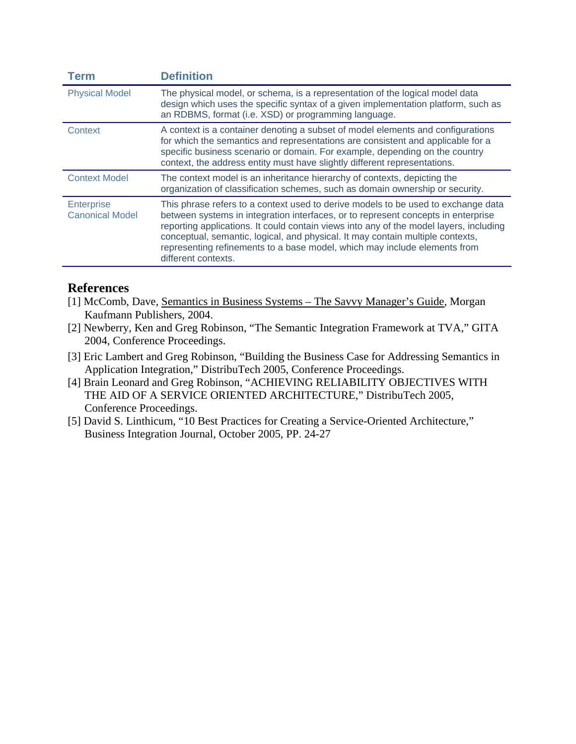| Term | Definition |
|---|---|
| Physical Model | The physical model, or schema, is a representation of the logical model data design which uses the specific syntax of a given implementation platform, such as an RDBMS, format (i.e. XSD) or programming language. |
| Context | A context is a container denoting a subset of model elements and configurations for which the semantics and representations are consistent and applicable for a specific business scenario or domain. For example, depending on the country context, the address entity must have slightly different representations. |
| Context Model | The context model is an inheritance hierarchy of contexts, depicting the organization of classification schemes, such as domain ownership or security. |
| Enterprise Canonical Model | This phrase refers to a context used to derive models to be used to exchange data between systems in integration interfaces, or to represent concepts in enterprise reporting applications. It could contain views into any of the model layers, including conceptual, semantic, logical, and physical. It may contain multiple contexts, representing refinements to a base model, which may include elements from different contexts. |

## References

[1] McComb, Dave, Semantics in Business Systems – The Savvy Manager's Guide, Morgan Kaufmann Publishers, 2004.

[2] Newberry, Ken and Greg Robinson, "The Semantic Integration Framework at TVA," GITA 2004, Conference Proceedings.

[3] Eric Lambert and Greg Robinson, "Building the Business Case for Addressing Semantics in Application Integration," DistribuTech 2005, Conference Proceedings.

[4] Brain Leonard and Greg Robinson, "ACHIEVING RELIABILITY OBJECTIVES WITH THE AID OF A SERVICE ORIENTED ARCHITECTURE," DistribuTech 2005, Conference Proceedings.

[5] David S. Linthicum, "10 Best Practices for Creating a Service-Oriented Architecture," Business Integration Journal, October 2005, PP. 24-27